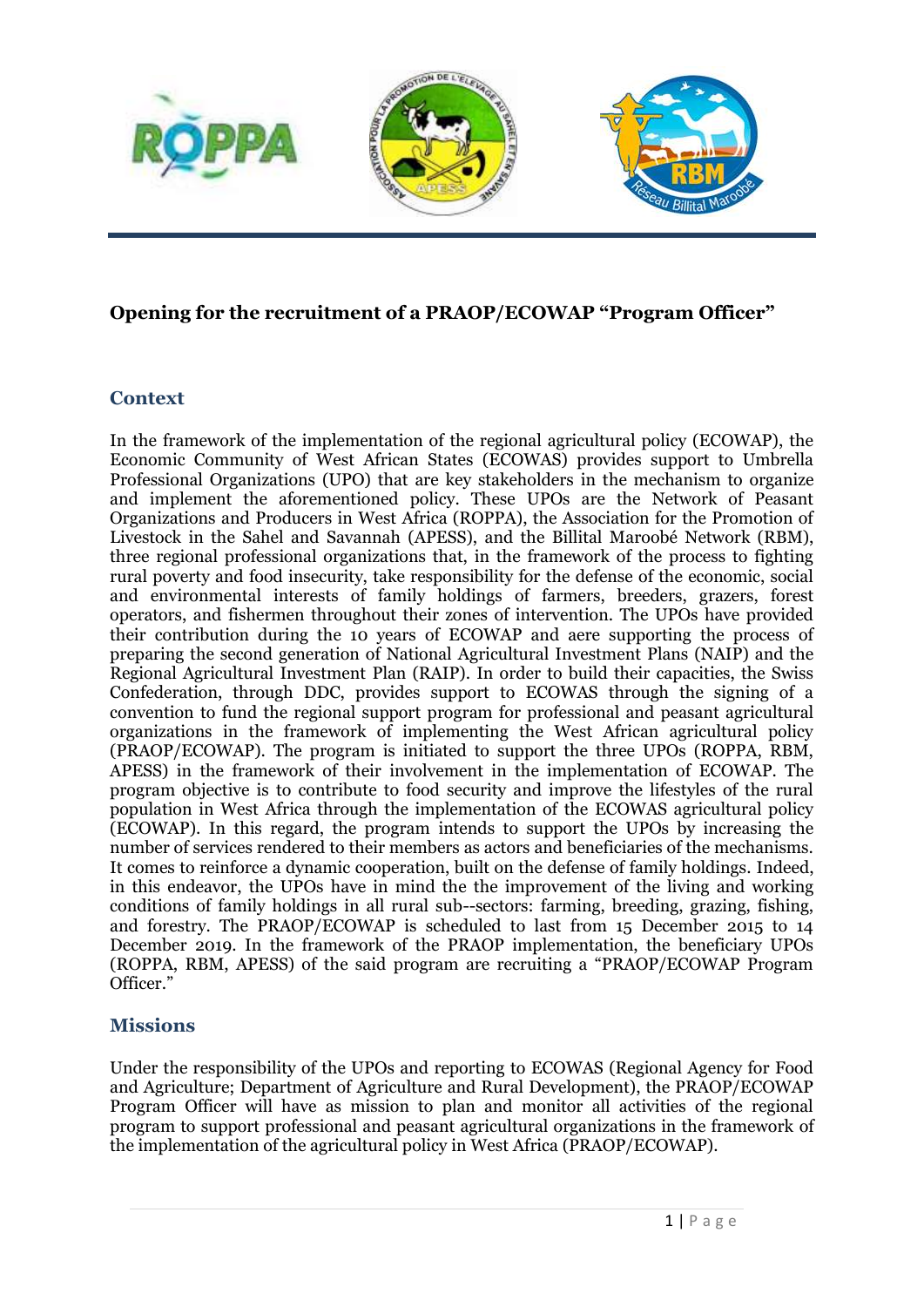## Opening for the recruitment of a PRAOP/ECOWAP "Program Officer"

### Context

In the framework of the implementation of the regional agricultural policy (ECOWAP), the Economic Community of West African States (ECOWAS) provides support to Umbrella Professional Organizations (UPO) that are key stakeholders in the mechanism to organize and implement the aforementioned policy. These UPOs are the Network of Peasant Organizations and Producers in West Africa (ROPPA), the Association for the Promotion of Livestock in the Sahel and Savannah (APESS), and the Billital Maroobé Network (RBM), three regional professional organizations that, in the framework of the process to fighting rural poverty and food insecurity, take responsibility for the defense of the economic, social and environmental interests of family holdings of farmers, breeders, grazers, forest operators, and fishermen throughout their zones of intervention. The UPOs have provided their contribution during the 10 years of ECOWAP and aere supporting the process of preparing the second generation of National Agricultural Investment Plans (NAIP) and the Regional Agricultural Investment Plan (RAIP). In order to build their capacities, the Swiss Confederation, through DDC, provides support to ECOWAS through the signing of a convention to fund the regional support program for professional and peasant agricultural organizations in the framework of implementing the West African agricultural policy (PRAOP/ECOWAP). The program is initiated to support the three UPOs (ROPPA, RBM, APESS) in the framework of their involvement in the implementation of ECOWAP. The program objective is to contribute to food security and improve the lifestyles of the rural population in West Africa through the implementation of the ECOWAS agricultural policy (ECOWAP). In this regard, the program intends to support the UPOs by increasing the number of services rendered to their members as actors and beneficiaries of the mechanisms. It comes to reinforce a dynamic cooperation, built on the defense of family holdings. Indeed, in this endeavor, the UPOs have in mind the the improvement of the living and working conditions of family holdings in all rural sub--sectors: farming, breeding, grazing, fishing, and forestry. The PRAOP/ECOWAP is scheduled to last from 15 December 2015 to 14 December 2019. In the framework of the PRAOP implementation, the beneficiary UPOs (ROPPA, RBM, APESS) of the said program are recruiting a "PRAOP/ECOWAP Program Officer."

### Missions

Under the responsibility of the UPOs and reporting to ECOWAS (Regional Agency for Food and Agriculture; Department of Agriculture and Rural Development), the PRAOP/ECOWAP Program Officer will have as mission to plan and monitor all activities of the regional program to support professional and peasant agricultural organizations in the framework of the implementation of the agricultural policy in West Africa (PRAOP/ECOWAP).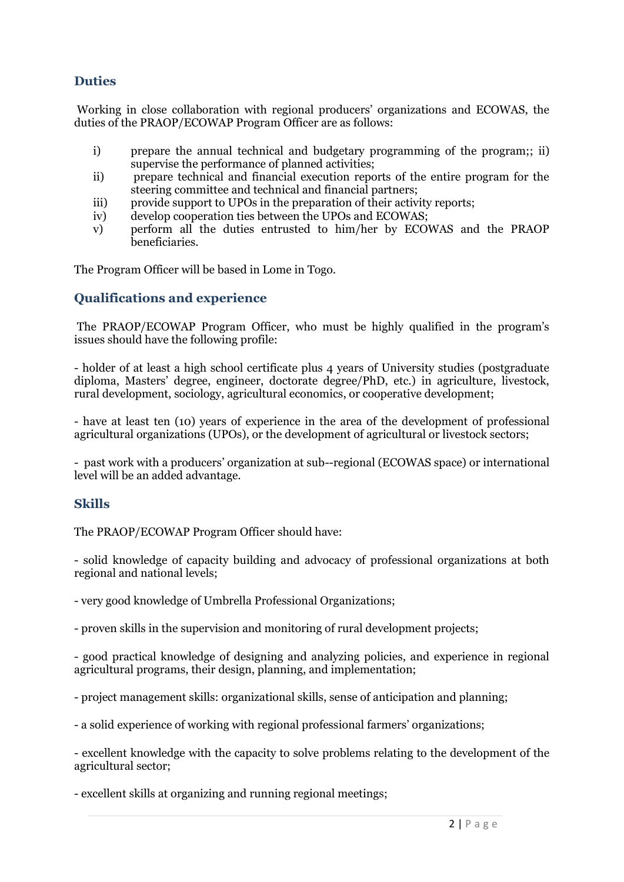## Duties

Working in close collaboration with regional producers' organizations and ECOWAS, the duties of the PRAOP/ECOWAP Program Officer are as follows:

i) prepare the annual technical and budgetary programming of the program;; ii) supervise the performance of planned activities;

ii) prepare technical and financial execution reports of the entire program for the steering committee and technical and financial partners;

iii) provide support to UPOs in the preparation of their activity reports;

iv) develop cooperation ties between the UPOs and ECOWAS;

v) perform all the duties entrusted to him/her by ECOWAS and the PRAOP beneficiaries.

The Program Officer will be based in Lome in Togo.

## Qualifications and experience

The PRAOP/ECOWAP Program Officer, who must be highly qualified in the program's issues should have the following profile:

- holder of at least a high school certificate plus 4 years of University studies (postgraduate diploma, Masters' degree, engineer, doctorate degree/PhD, etc.) in agriculture, livestock, rural development, sociology, agricultural economics, or cooperative development;

- have at least ten (10) years of experience in the area of the development of professional agricultural organizations (UPOs), or the development of agricultural or livestock sectors;

- past work with a producers' organization at sub--regional (ECOWAS space) or international level will be an added advantage.

## Skills

The PRAOP/ECOWAP Program Officer should have:

- solid knowledge of capacity building and advocacy of professional organizations at both regional and national levels;

- very good knowledge of Umbrella Professional Organizations;

- proven skills in the supervision and monitoring of rural development projects;

- good practical knowledge of designing and analyzing policies, and experience in regional agricultural programs, their design, planning, and implementation;

- project management skills: organizational skills, sense of anticipation and planning;

- a solid experience of working with regional professional farmers' organizations;

- excellent knowledge with the capacity to solve problems relating to the development of the agricultural sector;

- excellent skills at organizing and running regional meetings;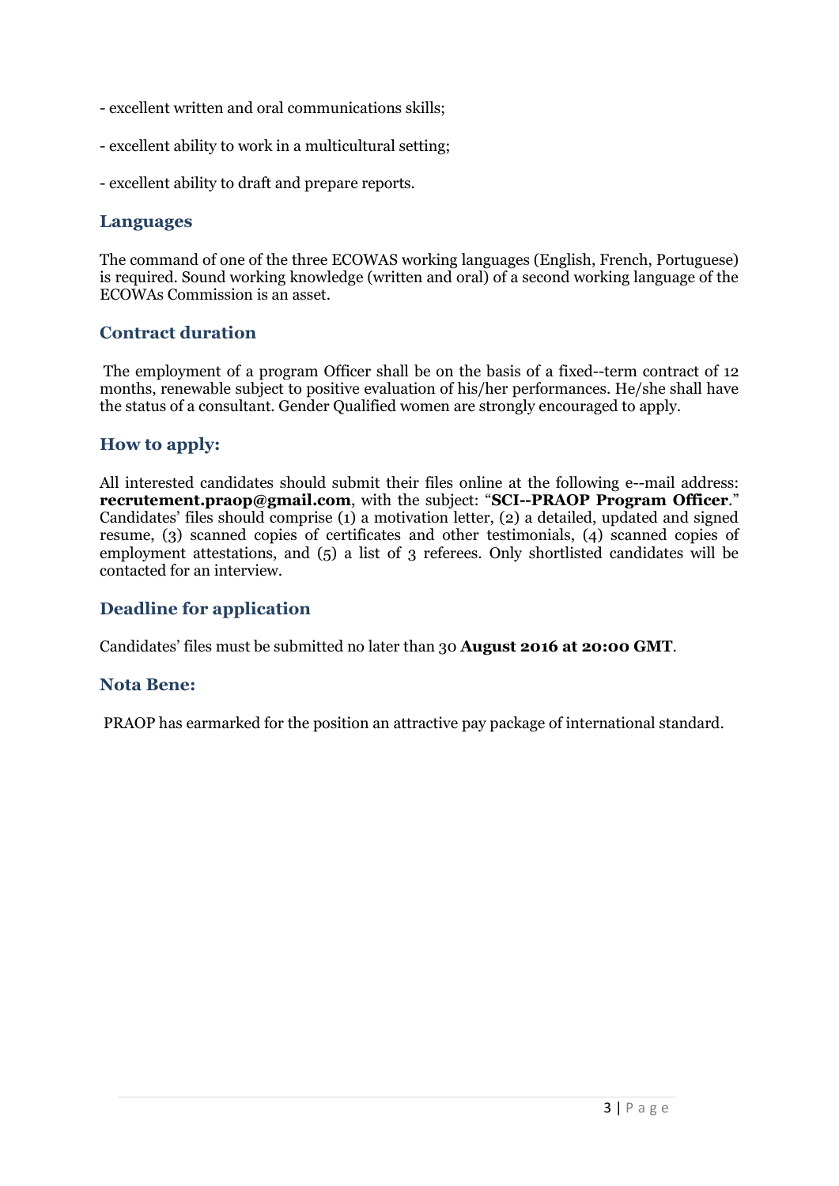- excellent written and oral communications skills;

- excellent ability to work in a multicultural setting;

- excellent ability to draft and prepare reports.

## Languages

The command of one of the three ECOWAS working languages (English, French, Portuguese) is required. Sound working knowledge (written and oral) of a second working language of the ECOWAs Commission is an asset.

## Contract duration

The employment of a program Officer shall be on the basis of a fixed--term contract of 12 months, renewable subject to positive evaluation of his/her performances. He/she shall have the status of a consultant. Gender Qualified women are strongly encouraged to apply.

## How to apply:

All interested candidates should submit their files online at the following e--mail address: **recrutement.praop@gmail.com**, with the subject: "**SCI--PRAOP Program Officer**." Candidates' files should comprise (1) a motivation letter, (2) a detailed, updated and signed resume, (3) scanned copies of certificates and other testimonials, (4) scanned copies of employment attestations, and (5) a list of 3 referees. Only shortlisted candidates will be contacted for an interview.

## Deadline for application

Candidates' files must be submitted no later than 30 **August 2016 at 20:00 GMT**.

## Nota Bene:

PRAOP has earmarked for the position an attractive pay package of international standard.